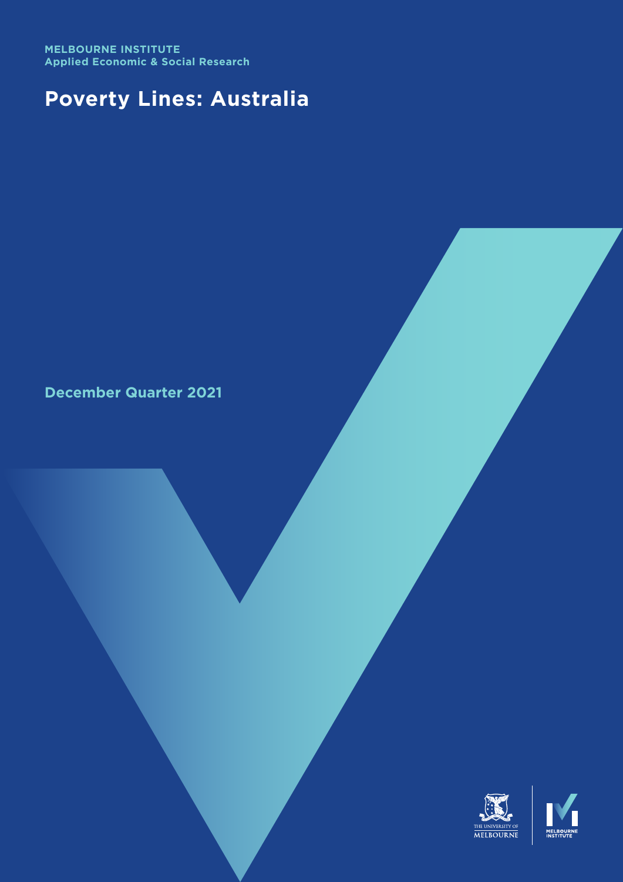MELBOURNE INSTITUTE
Applied Economic & Social Research

# Poverty Lines: Australia

December Quarter 2021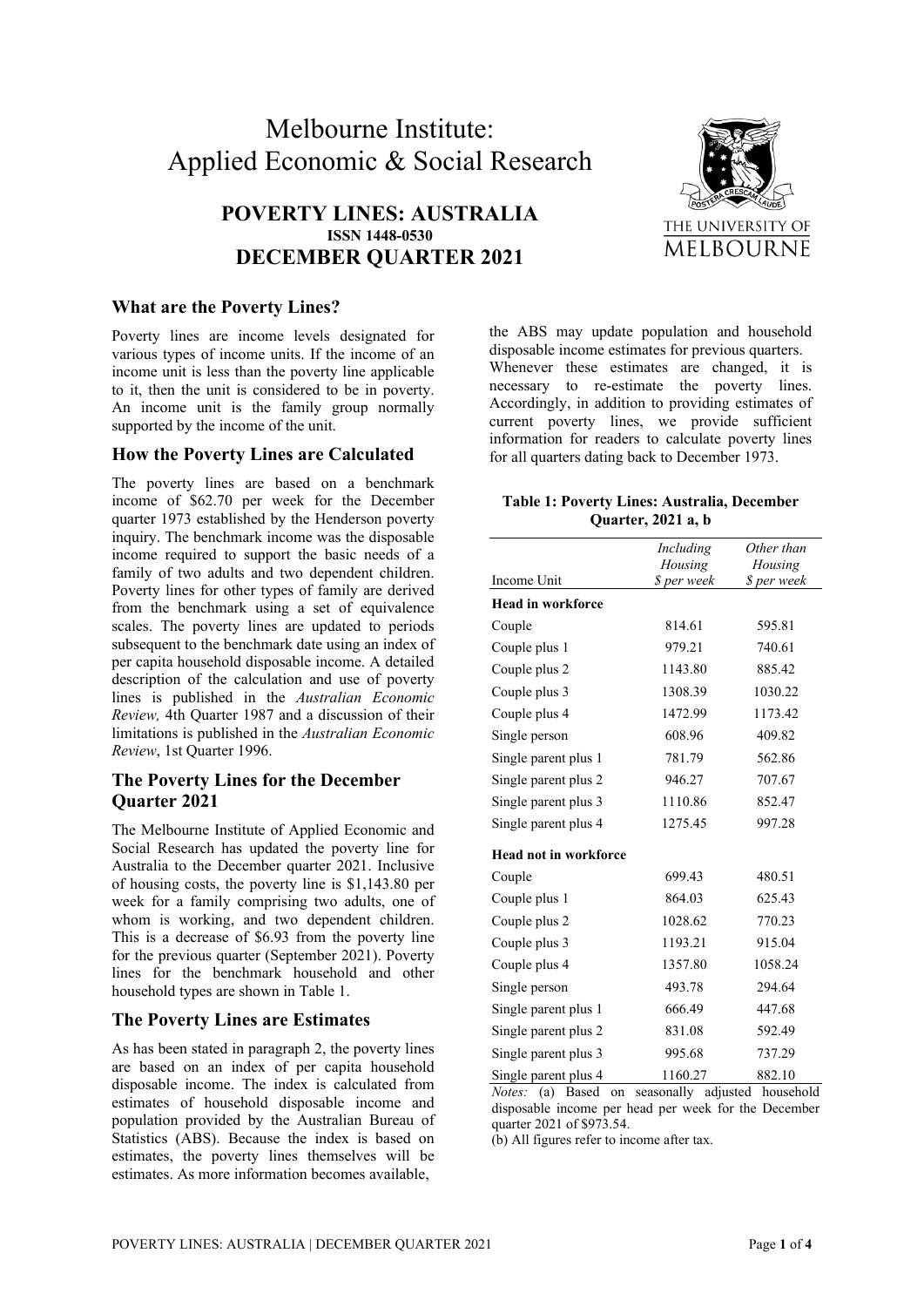# Melbourne Institute: Applied Economic & Social Research

**POVERTY LINES: AUSTRALIA**
**ISSN 1448-0530**
**DECEMBER QUARTER 2021**

## What are the Poverty Lines?

Poverty lines are income levels designated for various types of income units. If the income of an income unit is less than the poverty line applicable to it, then the unit is considered to be in poverty. An income unit is the family group normally supported by the income of the unit.

## How the Poverty Lines are Calculated

The poverty lines are based on a benchmark income of $62.70 per week for the December quarter 1973 established by the Henderson poverty inquiry. The benchmark income was the disposable income required to support the basic needs of a family of two adults and two dependent children. Poverty lines for other types of family are derived from the benchmark using a set of equivalence scales. The poverty lines are updated to periods subsequent to the benchmark date using an index of per capita household disposable income. A detailed description of the calculation and use of poverty lines is published in the *Australian Economic Review,* 4th Quarter 1987 and a discussion of their limitations is published in the *Australian Economic Review*, 1st Quarter 1996.

## The Poverty Lines for the December Quarter 2021

The Melbourne Institute of Applied Economic and Social Research has updated the poverty line for Australia to the December quarter 2021. Inclusive of housing costs, the poverty line is $1,143.80 per week for a family comprising two adults, one of whom is working, and two dependent children. This is a decrease of $6.93 from the poverty line for the previous quarter (September 2021). Poverty lines for the benchmark household and other household types are shown in Table 1.

## The Poverty Lines are Estimates

As has been stated in paragraph 2, the poverty lines are based on an index of per capita household disposable income. The index is calculated from estimates of household disposable income and population provided by the Australian Bureau of Statistics (ABS). Because the index is based on estimates, the poverty lines themselves will be estimates. As more information becomes available, the ABS may update population and household disposable income estimates for previous quarters. Whenever these estimates are changed, it is necessary to re-estimate the poverty lines. Accordingly, in addition to providing estimates of current poverty lines, we provide sufficient information for readers to calculate poverty lines for all quarters dating back to December 1973.

**Table 1: Poverty Lines: Australia, December Quarter, 2021 a, b**

| Income Unit | *Including Housing $ per week* | *Other than Housing $ per week* |
|---|---|---|
| **Head in workforce** | | |
| Couple | 814.61 | 595.81 |
| Couple plus 1 | 979.21 | 740.61 |
| Couple plus 2 | 1143.80 | 885.42 |
| Couple plus 3 | 1308.39 | 1030.22 |
| Couple plus 4 | 1472.99 | 1173.42 |
| Single person | 608.96 | 409.82 |
| Single parent plus 1 | 781.79 | 562.86 |
| Single parent plus 2 | 946.27 | 707.67 |
| Single parent plus 3 | 1110.86 | 852.47 |
| Single parent plus 4 | 1275.45 | 997.28 |
| **Head not in workforce** | | |
| Couple | 699.43 | 480.51 |
| Couple plus 1 | 864.03 | 625.43 |
| Couple plus 2 | 1028.62 | 770.23 |
| Couple plus 3 | 1193.21 | 915.04 |
| Couple plus 4 | 1357.80 | 1058.24 |
| Single person | 493.78 | 294.64 |
| Single parent plus 1 | 666.49 | 447.68 |
| Single parent plus 2 | 831.08 | 592.49 |
| Single parent plus 3 | 995.68 | 737.29 |
| Single parent plus 4 | 1160.27 | 882.10 |

*Notes:* (a) Based on seasonally adjusted household disposable income per head per week for the December quarter 2021 of $973.54.
(b) All figures refer to income after tax.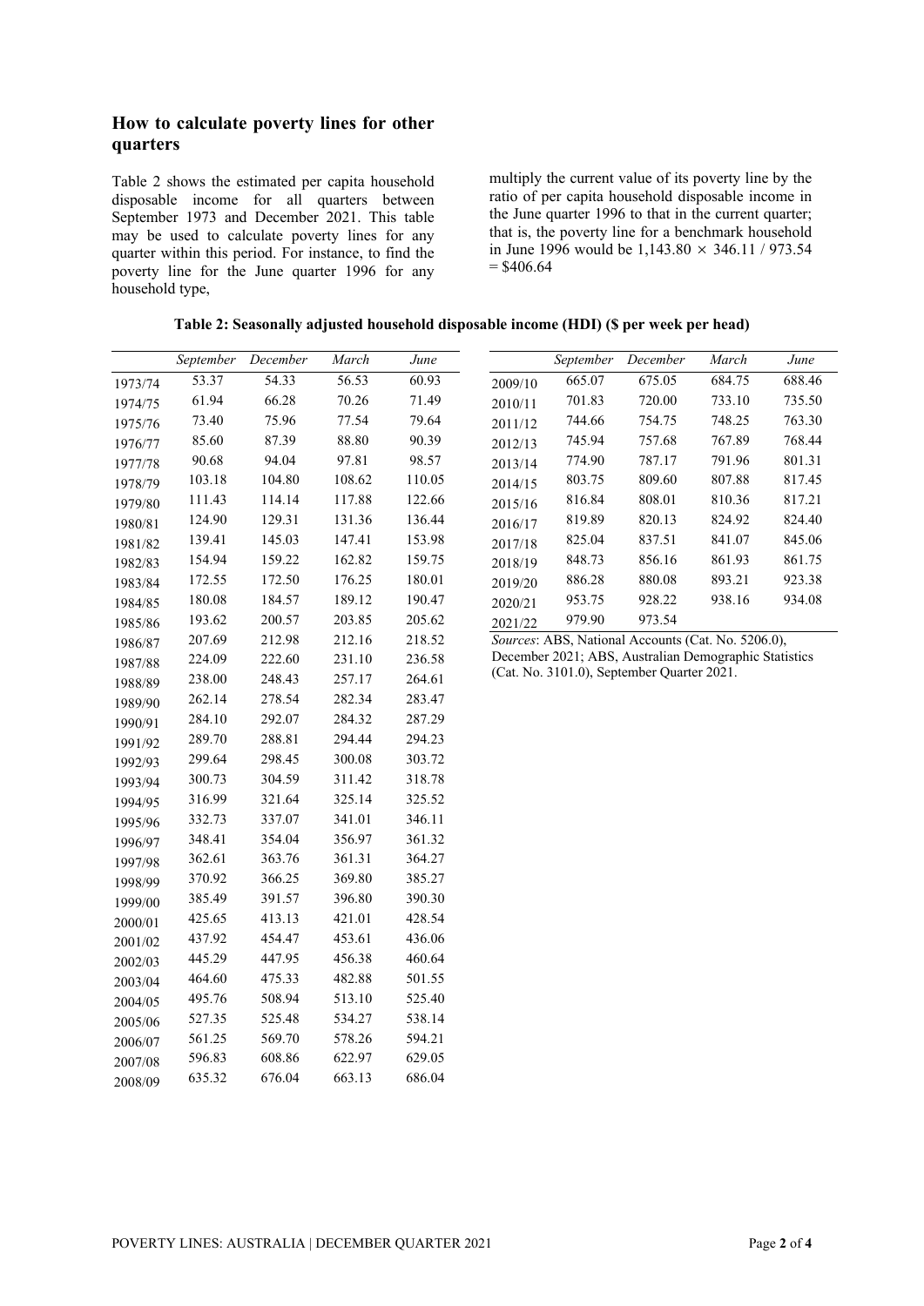## How to calculate poverty lines for other quarters

Table 2 shows the estimated per capita household disposable income for all quarters between September 1973 and December 2021. This table may be used to calculate poverty lines for any quarter within this period. For instance, to find the poverty line for the June quarter 1996 for any household type, multiply the current value of its poverty line by the ratio of per capita household disposable income in the June quarter 1996 to that in the current quarter; that is, the poverty line for a benchmark household in June 1996 would be 1,143.80 × 346.11 / 973.54 = $406.64

**Table 2: Seasonally adjusted household disposable income (HDI) ($ per week per head)**

| | *September* | *December* | *March* | *June* |
|---|---|---|---|---|
| 1973/74 | 53.37 | 54.33 | 56.53 | 60.93 |
| 1974/75 | 61.94 | 66.28 | 70.26 | 71.49 |
| 1975/76 | 73.40 | 75.96 | 77.54 | 79.64 |
| 1976/77 | 85.60 | 87.39 | 88.80 | 90.39 |
| 1977/78 | 90.68 | 94.04 | 97.81 | 98.57 |
| 1978/79 | 103.18 | 104.80 | 108.62 | 110.05 |
| 1979/80 | 111.43 | 114.14 | 117.88 | 122.66 |
| 1980/81 | 124.90 | 129.31 | 131.36 | 136.44 |
| 1981/82 | 139.41 | 145.03 | 147.41 | 153.98 |
| 1982/83 | 154.94 | 159.22 | 162.82 | 159.75 |
| 1983/84 | 172.55 | 172.50 | 176.25 | 180.01 |
| 1984/85 | 180.08 | 184.57 | 189.12 | 190.47 |
| 1985/86 | 193.62 | 200.57 | 203.85 | 205.62 |
| 1986/87 | 207.69 | 212.98 | 212.16 | 218.52 |
| 1987/88 | 224.09 | 222.60 | 231.10 | 236.58 |
| 1988/89 | 238.00 | 248.43 | 257.17 | 264.61 |
| 1989/90 | 262.14 | 278.54 | 282.34 | 283.47 |
| 1990/91 | 284.10 | 292.07 | 284.32 | 287.29 |
| 1991/92 | 289.70 | 288.81 | 294.44 | 294.23 |
| 1992/93 | 299.64 | 298.45 | 300.08 | 303.72 |
| 1993/94 | 300.73 | 304.59 | 311.42 | 318.78 |
| 1994/95 | 316.99 | 321.64 | 325.14 | 325.52 |
| 1995/96 | 332.73 | 337.07 | 341.01 | 346.11 |
| 1996/97 | 348.41 | 354.04 | 356.97 | 361.32 |
| 1997/98 | 362.61 | 363.76 | 361.31 | 364.27 |
| 1998/99 | 370.92 | 366.25 | 369.80 | 385.27 |
| 1999/00 | 385.49 | 391.57 | 396.80 | 390.30 |
| 2000/01 | 425.65 | 413.13 | 421.01 | 428.54 |
| 2001/02 | 437.92 | 454.47 | 453.61 | 436.06 |
| 2002/03 | 445.29 | 447.95 | 456.38 | 460.64 |
| 2003/04 | 464.60 | 475.33 | 482.88 | 501.55 |
| 2004/05 | 495.76 | 508.94 | 513.10 | 525.40 |
| 2005/06 | 527.35 | 525.48 | 534.27 | 538.14 |
| 2006/07 | 561.25 | 569.70 | 578.26 | 594.21 |
| 2007/08 | 596.83 | 608.86 | 622.97 | 629.05 |
| 2008/09 | 635.32 | 676.04 | 663.13 | 686.04 |
| 2009/10 | 665.07 | 675.05 | 684.75 | 688.46 |
| 2010/11 | 701.83 | 720.00 | 733.10 | 735.50 |
| 2011/12 | 744.66 | 754.75 | 748.25 | 763.30 |
| 2012/13 | 745.94 | 757.68 | 767.89 | 768.44 |
| 2013/14 | 774.90 | 787.17 | 791.96 | 801.31 |
| 2014/15 | 803.75 | 809.60 | 807.88 | 817.45 |
| 2015/16 | 816.84 | 808.01 | 810.36 | 817.21 |
| 2016/17 | 819.89 | 820.13 | 824.92 | 824.40 |
| 2017/18 | 825.04 | 837.51 | 841.07 | 845.06 |
| 2018/19 | 848.73 | 856.16 | 861.93 | 861.75 |
| 2019/20 | 886.28 | 880.08 | 893.21 | 923.38 |
| 2020/21 | 953.75 | 928.22 | 938.16 | 934.08 |
| 2021/22 | 979.90 | 973.54 | | |

*Sources*: ABS, National Accounts (Cat. No. 5206.0), December 2021; ABS, Australian Demographic Statistics (Cat. No. 3101.0), September Quarter 2021.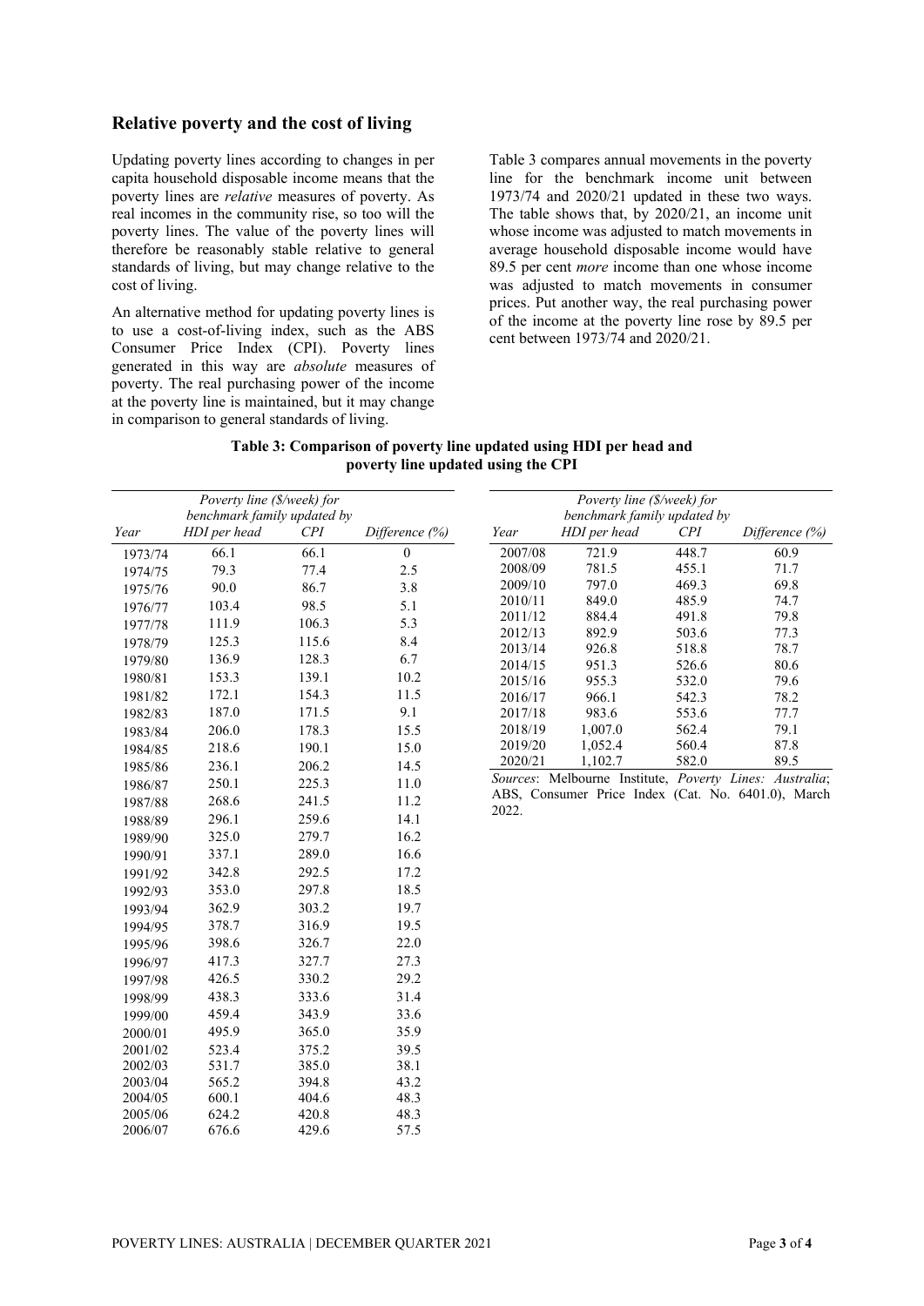## Relative poverty and the cost of living

Updating poverty lines according to changes in per capita household disposable income means that the poverty lines are *relative* measures of poverty. As real incomes in the community rise, so too will the poverty lines. The value of the poverty lines will therefore be reasonably stable relative to general standards of living, but may change relative to the cost of living.

An alternative method for updating poverty lines is to use a cost-of-living index, such as the ABS Consumer Price Index (CPI). Poverty lines generated in this way are *absolute* measures of poverty. The real purchasing power of the income at the poverty line is maintained, but it may change in comparison to general standards of living.

Table 3 compares annual movements in the poverty line for the benchmark income unit between 1973/74 and 2020/21 updated in these two ways. The table shows that, by 2020/21, an income unit whose income was adjusted to match movements in average household disposable income would have 89.5 per cent *more* income than one whose income was adjusted to match movements in consumer prices. Put another way, the real purchasing power of the income at the poverty line rose by 89.5 per cent between 1973/74 and 2020/21.

**Table 3: Comparison of poverty line updated using HDI per head and poverty line updated using the CPI**

| | *Poverty line ($/week) for benchmark family updated by* | | |
|---|---|---|---|
| *Year* | *HDI per head* | *CPI* | *Difference (%)* |
| 1973/74 | 66.1 | 66.1 | 0 |
| 1974/75 | 79.3 | 77.4 | 2.5 |
| 1975/76 | 90.0 | 86.7 | 3.8 |
| 1976/77 | 103.4 | 98.5 | 5.1 |
| 1977/78 | 111.9 | 106.3 | 5.3 |
| 1978/79 | 125.3 | 115.6 | 8.4 |
| 1979/80 | 136.9 | 128.3 | 6.7 |
| 1980/81 | 153.3 | 139.1 | 10.2 |
| 1981/82 | 172.1 | 154.3 | 11.5 |
| 1982/83 | 187.0 | 171.5 | 9.1 |
| 1983/84 | 206.0 | 178.3 | 15.5 |
| 1984/85 | 218.6 | 190.1 | 15.0 |
| 1985/86 | 236.1 | 206.2 | 14.5 |
| 1986/87 | 250.1 | 225.3 | 11.0 |
| 1987/88 | 268.6 | 241.5 | 11.2 |
| 1988/89 | 296.1 | 259.6 | 14.1 |
| 1989/90 | 325.0 | 279.7 | 16.2 |
| 1990/91 | 337.1 | 289.0 | 16.6 |
| 1991/92 | 342.8 | 292.5 | 17.2 |
| 1992/93 | 353.0 | 297.8 | 18.5 |
| 1993/94 | 362.9 | 303.2 | 19.7 |
| 1994/95 | 378.7 | 316.9 | 19.5 |
| 1995/96 | 398.6 | 326.7 | 22.0 |
| 1996/97 | 417.3 | 327.7 | 27.3 |
| 1997/98 | 426.5 | 330.2 | 29.2 |
| 1998/99 | 438.3 | 333.6 | 31.4 |
| 1999/00 | 459.4 | 343.9 | 33.6 |
| 2000/01 | 495.9 | 365.0 | 35.9 |
| 2001/02 | 523.4 | 375.2 | 39.5 |
| 2002/03 | 531.7 | 385.0 | 38.1 |
| 2003/04 | 565.2 | 394.8 | 43.2 |
| 2004/05 | 600.1 | 404.6 | 48.3 |
| 2005/06 | 624.2 | 420.8 | 48.3 |
| 2006/07 | 676.6 | 429.6 | 57.5 |
| 2007/08 | 721.9 | 448.7 | 60.9 |
| 2008/09 | 781.5 | 455.1 | 71.7 |
| 2009/10 | 797.0 | 469.3 | 69.8 |
| 2010/11 | 849.0 | 485.9 | 74.7 |
| 2011/12 | 884.4 | 491.8 | 79.8 |
| 2012/13 | 892.9 | 503.6 | 77.3 |
| 2013/14 | 926.8 | 518.8 | 78.7 |
| 2014/15 | 951.3 | 526.6 | 80.6 |
| 2015/16 | 955.3 | 532.0 | 79.6 |
| 2016/17 | 966.1 | 542.3 | 78.2 |
| 2017/18 | 983.6 | 553.6 | 77.7 |
| 2018/19 | 1,007.0 | 562.4 | 79.1 |
| 2019/20 | 1,052.4 | 560.4 | 87.8 |
| 2020/21 | 1,102.7 | 582.0 | 89.5 |

*Sources*: Melbourne Institute, *Poverty Lines: Australia*; ABS, Consumer Price Index (Cat. No. 6401.0), March 2022.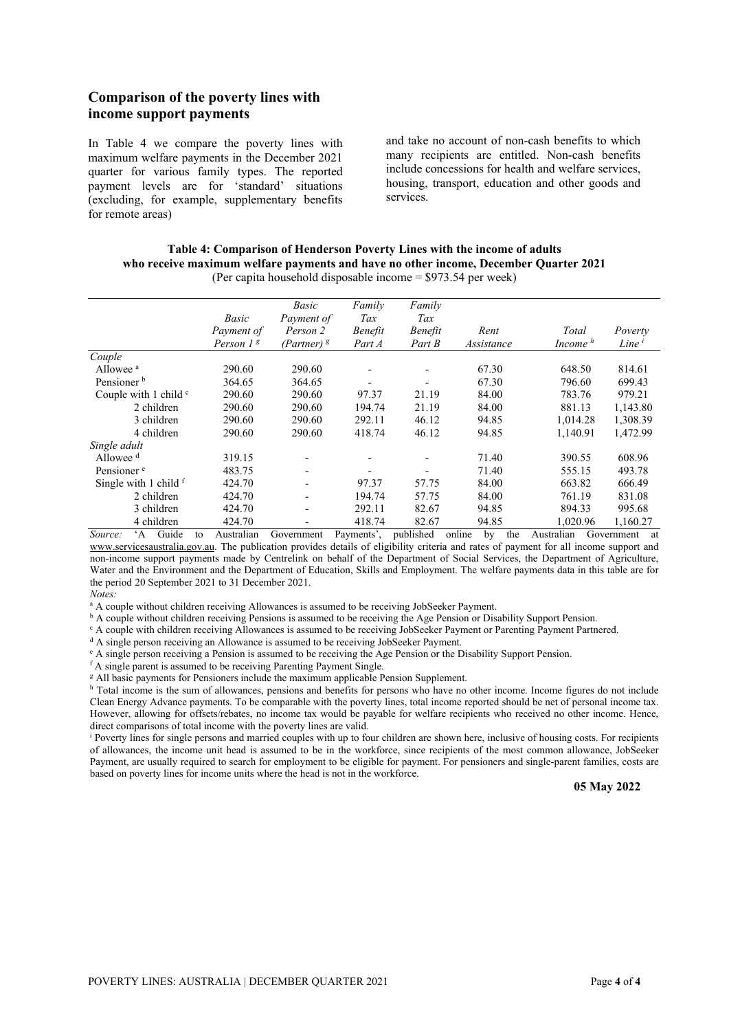## Comparison of the poverty lines with income support payments

In Table 4 we compare the poverty lines with maximum welfare payments in the December 2021 quarter for various family types. The reported payment levels are for 'standard' situations (excluding, for example, supplementary benefits for remote areas) and take no account of non-cash benefits to which many recipients are entitled. Non-cash benefits include concessions for health and welfare services, housing, transport, education and other goods and services.

**Table 4: Comparison of Henderson Poverty Lines with the income of adults who receive maximum welfare payments and have no other income, December Quarter 2021**
(Per capita household disposable income = $973.54 per week)

| | *Basic Payment of Person 1* [g] | *Basic Payment of Person 2 (Partner)* [g] | *Family Tax Benefit Part A* | *Family Tax Benefit Part B* | *Rent Assistance* | *Total Income* [h] | *Poverty Line* [i] |
|---|---|---|---|---|---|---|---|
| *Couple* | | | | | | | |
| Allowee [a] | 290.60 | 290.60 | - | - | 67.30 | 648.50 | 814.61 |
| Pensioner [b] | 364.65 | 364.65 | - | - | 67.30 | 796.60 | 699.43 |
| Couple with 1 child [c] | 290.60 | 290.60 | 97.37 | 21.19 | 84.00 | 783.76 | 979.21 |
| 2 children | 290.60 | 290.60 | 194.74 | 21.19 | 84.00 | 881.13 | 1,143.80 |
| 3 children | 290.60 | 290.60 | 292.11 | 46.12 | 94.85 | 1,014.28 | 1,308.39 |
| 4 children | 290.60 | 290.60 | 418.74 | 46.12 | 94.85 | 1,140.91 | 1,472.99 |
| *Single adult* | | | | | | | |
| Allowee [d] | 319.15 | - | - | - | 71.40 | 390.55 | 608.96 |
| Pensioner [e] | 483.75 | - | - | - | 71.40 | 555.15 | 493.78 |
| Single with 1 child [f] | 424.70 | - | 97.37 | 57.75 | 84.00 | 663.82 | 666.49 |
| 2 children | 424.70 | - | 194.74 | 57.75 | 84.00 | 761.19 | 831.08 |
| 3 children | 424.70 | - | 292.11 | 82.67 | 94.85 | 894.33 | 995.68 |
| 4 children | 424.70 | - | 418.74 | 82.67 | 94.85 | 1,020.96 | 1,160.27 |

*Source:* 'A Guide to Australian Government Payments', published online by the Australian Government at www.servicesaustralia.gov.au. The publication provides details of eligibility criteria and rates of payment for all income support and non-income support payments made by Centrelink on behalf of the Department of Social Services, the Department of Agriculture, Water and the Environment and the Department of Education, Skills and Employment. The welfare payments data in this table are for the period 20 September 2021 to 31 December 2021.

*Notes:*

[a] A couple without children receiving Allowances is assumed to be receiving JobSeeker Payment.

[b] A couple without children receiving Pensions is assumed to be receiving the Age Pension or Disability Support Pension.

[c] A couple with children receiving Allowances is assumed to be receiving JobSeeker Payment or Parenting Payment Partnered.

[d] A single person receiving an Allowance is assumed to be receiving JobSeeker Payment.

[e] A single person receiving a Pension is assumed to be receiving the Age Pension or the Disability Support Pension.

[f] A single parent is assumed to be receiving Parenting Payment Single.

[g] All basic payments for Pensioners include the maximum applicable Pension Supplement.

[h] Total income is the sum of allowances, pensions and benefits for persons who have no other income. Income figures do not include Clean Energy Advance payments. To be comparable with the poverty lines, total income reported should be net of personal income tax. However, allowing for offsets/rebates, no income tax would be payable for welfare recipients who received no other income. Hence, direct comparisons of total income with the poverty lines are valid.

[i] Poverty lines for single persons and married couples with up to four children are shown here, inclusive of housing costs. For recipients of allowances, the income unit head is assumed to be in the workforce, since recipients of the most common allowance, JobSeeker Payment, are usually required to search for employment to be eligible for payment. For pensioners and single-parent families, costs are based on poverty lines for income units where the head is not in the workforce.

**05 May 2022**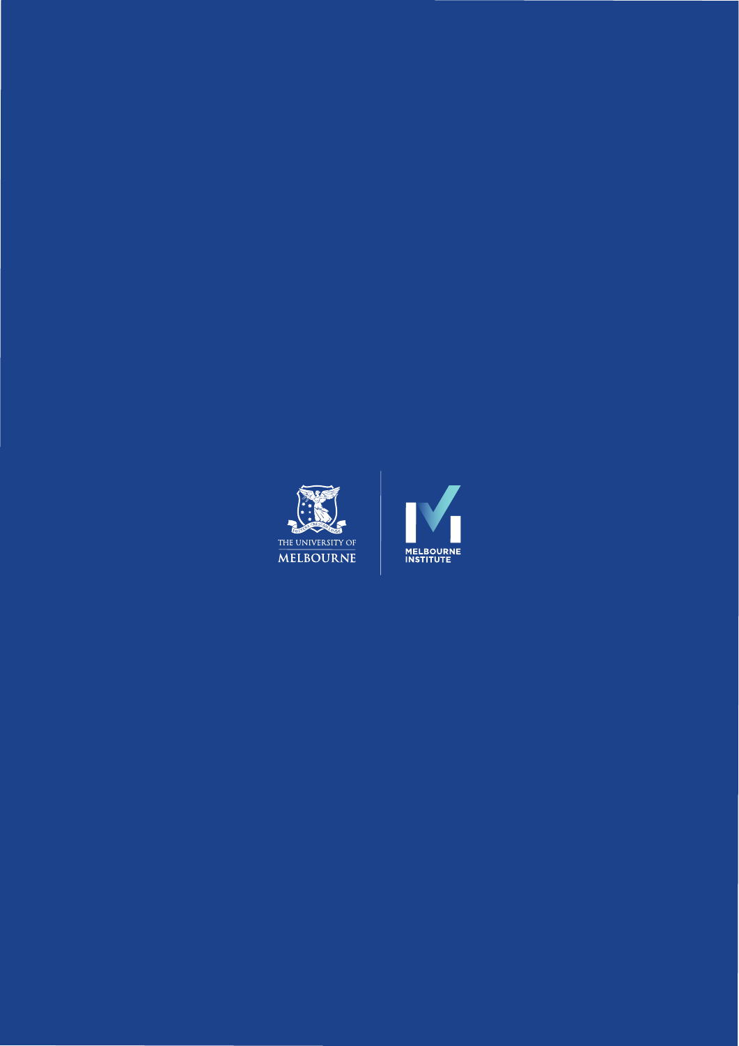THE UNIVERSITY OF MELBOURNE

MELBOURNE INSTITUTE